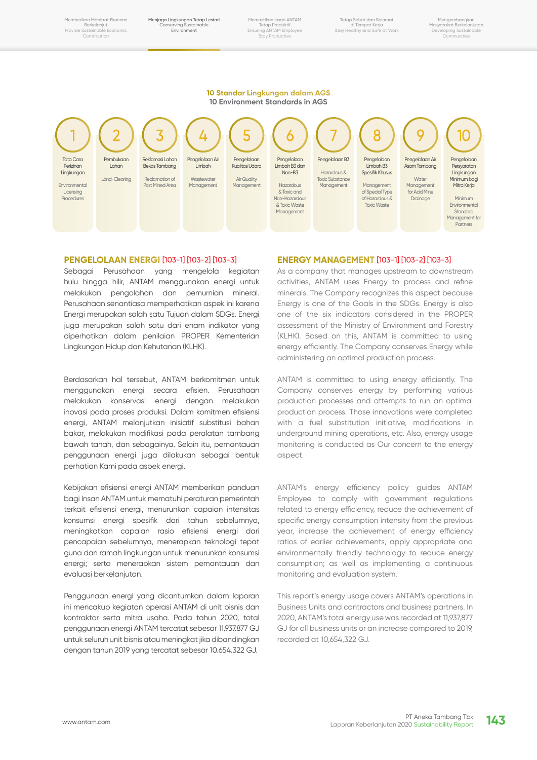**10 Standar Lingkungan dalam AGS**
**10 Environment Standards in AGS**

| No | Standar | Standard |
|---|---|---|
| 1 | Tata Cara Perizinan Lingkungan | Environmental Licensing Procedures |
| 2 | Pembukaan Lahan | Land-Clearing |
| 3 | Reklamasi Lahan Bekas Tambang | Reclamation of Post Mined Area |
| 4 | Pengelolaan Air Limbah | Wastewater Management |
| 5 | Pengelolaan Kualitas Udara | Air Quality Management |
| 6 | Pengelolaan Limbah B3 dan Non-B3 | Hazardous & Toxic and Non-Hazardous & Toxic Waste Management |
| 7 | Pengelolaan B3 | Hazardous & Toxic Substance Management |
| 8 | Pengelolaan Limbah B3 Spesifik Khusus | Management of Special Type of Hazardous & Toxic Waste |
| 9 | Pengelolaan Air Asam Tambang | Water Management for Acid Mine Drainage |
| 10 | Pengelolaan Persyaratan Lingkungan Minimum bagi Mitra Kerja | Minimum Environmental Standard Management for Partners |

## PENGELOLAAN ENERGI [103-1] [103-2] [103-3]

Sebagai Perusahaan yang mengelola kegiatan hulu hingga hilir, ANTAM menggunakan energi untuk melakukan pengolahan dan pemurnian mineral. Perusahaan senantiasa memperhatikan aspek ini karena Energi merupakan salah satu Tujuan dalam SDGs. Energi juga merupakan salah satu dari enam indikator yang diperhatikan dalam penilaian PROPER Kementerian Lingkungan Hidup dan Kehutanan (KLHK).

Berdasarkan hal tersebut, ANTAM berkomitmen untuk menggunakan energi secara efisien. Perusahaan melakukan konservasi energi dengan melakukan inovasi pada proses produksi. Dalam komitmen efisiensi energi, ANTAM melanjutkan inisiatif substitusi bahan bakar, melakukan modifikasi pada peralatan tambang bawah tanah, dan sebagainya. Selain itu, pemantauan penggunaan energi juga dilakukan sebagai bentuk perhatian Kami pada aspek energi.

Kebijakan efisiensi energi ANTAM memberikan panduan bagi Insan ANTAM untuk mematuhi peraturan pemerintah terkait efisiensi energi, menurunkan capaian intensitas konsumsi energi spesifik dari tahun sebelumnya, meningkatkan capaian rasio efisiensi energi dari pencapaian sebelumnya, menerapkan teknologi tepat guna dan ramah lingkungan untuk menurunkan konsumsi energi; serta menerapkan sistem pemantauan dan evaluasi berkelanjutan.

Penggunaan energi yang dicantumkan dalam laporan ini mencakup kegiatan operasi ANTAM di unit bisnis dan kontraktor serta mitra usaha. Pada tahun 2020, total penggunaan energi ANTAM tercatat sebesar 11.937.877 GJ untuk seluruh unit bisnis atau meningkat jika dibandingkan dengan tahun 2019 yang tercatat sebesar 10.654.322 GJ.

## ENERGY MANAGEMENT [103-1] [103-2] [103-3]

As a company that manages upstream to downstream activities, ANTAM uses Energy to process and refine minerals. The Company recognizes this aspect because Energy is one of the Goals in the SDGs. Energy is also one of the six indicators considered in the PROPER assessment of the Ministry of Environment and Forestry (KLHK). Based on this, ANTAM is committed to using energy efficiently. The Company conserves Energy while administering an optimal production process.

ANTAM is committed to using energy efficiently. The Company conserves energy by performing various production processes and attempts to run an optimal production process. Those innovations were completed with a fuel substitution initiative, modifications in underground mining operations, etc. Also, energy usage monitoring is conducted as Our concern to the energy aspect.

ANTAM's energy efficiency policy guides ANTAM Employee to comply with government regulations related to energy efficiency, reduce the achievement of specific energy consumption intensity from the previous year, increase the achievement of energy efficiency ratios of earlier achievements, apply appropriate and environmentally friendly technology to reduce energy consumption; as well as implementing a continuous monitoring and evaluation system.

This report's energy usage covers ANTAM's operations in Business Units and contractors and business partners. In 2020, ANTAM's total energy use was recorded at 11,937,877 GJ for all business units or an increase compared to 2019, recorded at 10,654,322 GJ.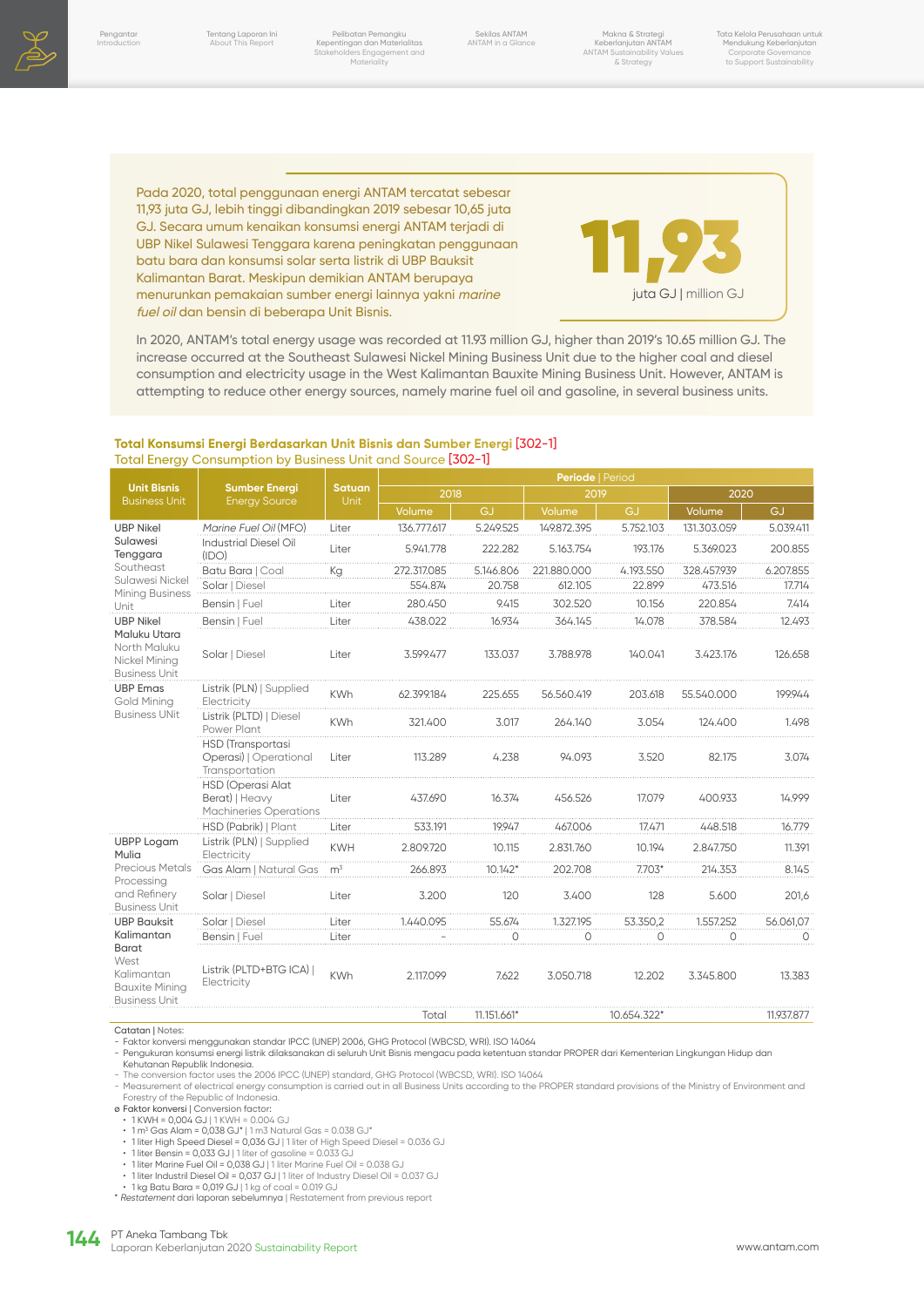Pada 2020, total penggunaan energi ANTAM tercatat sebesar 11,93 juta GJ, lebih tinggi dibandingkan 2019 sebesar 10,65 juta GJ. Secara umum kenaikan konsumsi energi ANTAM terjadi di UBP Nikel Sulawesi Tenggara karena peningkatan penggunaan batu bara dan konsumsi solar serta listrik di UBP Bauksit Kalimantan Barat. Meskipun demikian ANTAM berupaya menurunkan pemakaian sumber energi lainnya yakni *marine fuel oil* dan bensin di beberapa Unit Bisnis.

**11,93**
juta GJ | million GJ

In 2020, ANTAM's total energy usage was recorded at 11.93 million GJ, higher than 2019's 10.65 million GJ. The increase occurred at the Southeast Sulawesi Nickel Mining Business Unit due to the higher coal and diesel consumption and electricity usage in the West Kalimantan Bauxite Mining Business Unit. However, ANTAM is attempting to reduce other energy sources, namely marine fuel oil and gasoline, in several business units.

**Total Konsumsi Energi Berdasarkan Unit Bisnis dan Sumber Energi [302-1]**
Total Energy Consumption by Business Unit and Source [302-1]

| Unit Bisnis Business Unit | Sumber Energi Energy Source | Satuan Unit | Periode \| Period | | | | | |
|---|---|---|---|---|---|---|---|---|
| | | | 2018 | | 2019 | | 2020 | |
| | | | Volume | GJ | Volume | GJ | Volume | GJ |
| UBP Nikel Sulawesi Tenggara Southeast Sulawesi Nickel Mining Business Unit | *Marine Fuel Oil* (MFO) | Liter | 136.777.617 | 5.249.525 | 149.872.395 | 5.752.103 | 131.303.059 | 5.039.411 |
| | Industrial Diesel Oil (IDO) | Liter | 5.941.778 | 222.282 | 5.163.754 | 193.176 | 5.369.023 | 200.855 |
| | Batu Bara \| Coal | Kg | 272.317.085 | 5.146.806 | 221.880.000 | 4.193.550 | 328.457.939 | 6.207.855 |
| | Solar \| Diesel | | 554.874 | 20.758 | 612.105 | 22.899 | 473.516 | 17.714 |
| | Bensin \| Fuel | Liter | 280.450 | 9.415 | 302.520 | 10.156 | 220.854 | 7.414 |
| UBP Nikel Maluku Utara North Maluku Nickel Mining Business Unit | Bensin \| Fuel | Liter | 438.022 | 16.934 | 364.145 | 14.078 | 378.584 | 12.493 |
| | Solar \| Diesel | Liter | 3.599.477 | 133.037 | 3.788.978 | 140.041 | 3.423.176 | 126.658 |
| UBP Emas Gold Mining Business UNit | Listrik (PLN) \| Supplied Electricity | KWh | 62.399.184 | 225.655 | 56.560.419 | 203.618 | 55.540.000 | 199.944 |
| | Listrik (PLTD) \| Diesel Power Plant | KWh | 321.400 | 3.017 | 264.140 | 3.054 | 124.400 | 1.498 |
| | HSD (Transportasi Operasi) \| Operational Transportation | Liter | 113.289 | 4.238 | 94.093 | 3.520 | 82.175 | 3.074 |
| | HSD (Operasi Alat Berat) \| Heavy Machineries Operations | Liter | 437.690 | 16.374 | 456.526 | 17.079 | 400.933 | 14.999 |
| | HSD (Pabrik) \| Plant | Liter | 533.191 | 19.947 | 467.006 | 17.471 | 448.518 | 16.779 |
| UBPP Logam Mulia Precious Metals Processing and Refinery Business Unit | Listrik (PLN) \| Supplied Electricity | KWH | 2.809.720 | 10.115 | 2.831.760 | 10.194 | 2.847.750 | 11.391 |
| | Gas Alam \| Natural Gas | m³ | 266.893 | 10.142* | 202.708 | 7.703* | 214.353 | 8.145 |
| | Solar \| Diesel | Liter | 3.200 | 120 | 3.400 | 128 | 5.600 | 201,6 |
| UBP Bauksit Kalimantan Barat West Kalimantan Bauxite Mining Business Unit | Solar \| Diesel | Liter | 1.440.095 | 55.674 | 1.327.195 | 53.350,2 | 1.557.252 | 56.061,07 |
| | Bensin \| Fuel | Liter | - | 0 | 0 | 0 | 0 | 0 |
| | Listrik (PLTD+BTG ICA) \| Electricity | KWh | 2.117.099 | 7.622 | 3.050.718 | 12.202 | 3.345.800 | 13.383 |
| | | Total | | 11.151.661* | | 10.654.322* | | 11.937.877 |

Catatan | Notes:
- Faktor konversi menggunakan standar IPCC (UNEP) 2006, GHG Protocol (WBCSD, WRI). ISO 14064
- Pengukuran konsumsi energi listrik dilaksanakan di seluruh Unit Bisnis mengacu pada ketentuan standar PROPER dari Kementerian Lingkungan Hidup dan Kehutanan Republik Indonesia.
- The conversion factor uses the 2006 IPCC (UNEP) standard, GHG Protocol (WBCSD, WRI). ISO 14064
- Measurement of electrical energy consumption is carried out in all Business Units according to the PROPER standard provisions of the Ministry of Environment and Forestry of the Republic of Indonesia.

ø Faktor konversi | Conversion factor:
- 1 KWH = 0,004 GJ | 1 KWH = 0.004 GJ
- 1 m³ Gas Alam = 0,038 GJ* | 1 m3 Natural Gas = 0.038 GJ*
- 1 liter High Speed Diesel = 0,036 GJ | 1 liter of High Speed Diesel = 0.036 GJ
- 1 liter Bensin = 0,033 GJ | 1 liter of gasoline = 0.033 GJ
- 1 liter Marine Fuel Oil = 0,038 GJ | 1 liter Marine Fuel Oil = 0.038 GJ
- 1 liter Industril Diesel Oil = 0,037 GJ | 1 liter of Industry Diesel Oil = 0.037 GJ
- 1 kg Batu Bara = 0,019 GJ | 1 kg of coal = 0.019 GJ

\* *Restatement* dari laporan sebelumnya | Restatement from previous report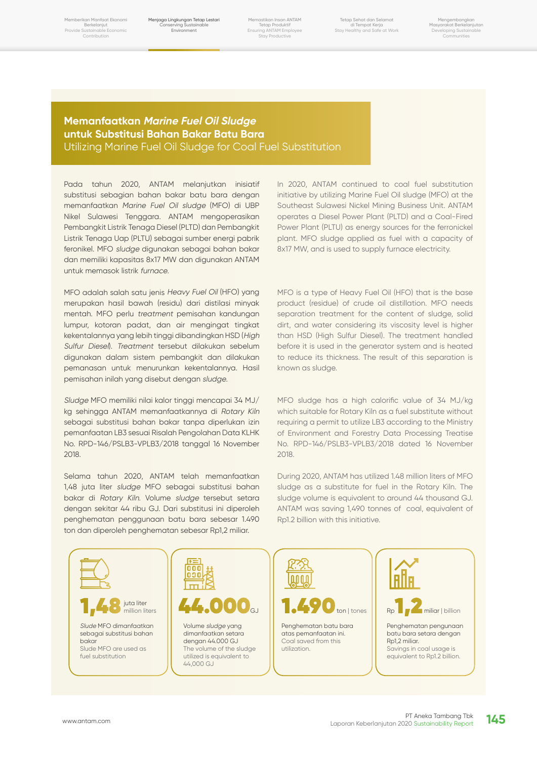## **Memanfaatkan *Marine Fuel Oil Sludge* untuk Substitusi Bahan Bakar Batu Bara**
## Utilizing Marine Fuel Oil Sludge for Coal Fuel Substitution

Pada tahun 2020, ANTAM melanjutkan inisiatif substitusi sebagian bahan bakar batu bara dengan memanfaatkan *Marine Fuel Oil sludge* (MFO) di UBP Nikel Sulawesi Tenggara. ANTAM mengoperasikan Pembangkit Listrik Tenaga Diesel (PLTD) dan Pembangkit Listrik Tenaga Uap (PLTU) sebagai sumber energi pabrik feronikel. MFO *sludge* digunakan sebagai bahan bakar dan memiliki kapasitas 8x17 MW dan digunakan ANTAM untuk memasok listrik *furnace*.

In 2020, ANTAM continued to coal fuel substitution initiative by utilizing Marine Fuel Oil sludge (MFO) at the Southeast Sulawesi Nickel Mining Business Unit. ANTAM operates a Diesel Power Plant (PLTD) and a Coal-Fired Power Plant (PLTU) as energy sources for the ferronickel plant. MFO sludge applied as fuel with a capacity of 8x17 MW, and is used to supply furnace electricity.

MFO adalah salah satu jenis *Heavy Fuel Oil* (HFO) yang merupakan hasil bawah (residu) dari distilasi minyak mentah. MFO perlu *treatment* pemisahan kandungan lumpur, kotoran padat, dan air mengingat tingkat kekentalannya yang lebih tinggi dibandingkan HSD (*High Sulfur Diesel*). *Treatment* tersebut dilakukan sebelum digunakan dalam sistem pembangkit dan dilakukan pemanasan untuk menurunkan kekentalannya. Hasil pemisahan inilah yang disebut dengan *sludge*.

MFO is a type of Heavy Fuel Oil (HFO) that is the base product (residue) of crude oil distillation. MFO needs separation treatment for the content of sludge, solid dirt, and water considering its viscosity level is higher than HSD (High Sulfur Diesel). The treatment handled before it is used in the generator system and is heated to reduce its thickness. The result of this separation is known as sludge.

*Sludge* MFO memiliki nilai kalor tinggi mencapai 34 MJ/kg sehingga ANTAM memanfaatkannya di *Rotary Kiln* sebagai substitusi bahan bakar tanpa diperlukan izin pemanfaatan LB3 sesuai Risalah Pengolahan Data KLHK No. RPD-146/PSLB3-VPLB3/2018 tanggal 16 November 2018.

MFO sludge has a high calorific value of 34 MJ/kg which suitable for Rotary Kiln as a fuel substitute without requiring a permit to utilize LB3 according to the Ministry of Environment and Forestry Data Processing Treatise No. RPD-146/PSLB3-VPLB3/2018 dated 16 November 2018.

Selama tahun 2020, ANTAM telah memanfaatkan 1,48 juta liter *sludge* MFO sebagai substitusi bahan bakar di *Rotary Kiln*. Volume *sludge* tersebut setara dengan sekitar 44 ribu GJ. Dari substitusi ini diperoleh penghematan penggunaan batu bara sebesar 1.490 ton dan diperoleh penghematan sebesar Rp1,2 miliar.

During 2020, ANTAM has utilized 1.48 million liters of MFO sludge as a substitute for fuel in the Rotary Kiln. The sludge volume is equivalent to around 44 thousand GJ. ANTAM was saving 1,490 tonnes of coal, equivalent of Rp1.2 billion with this initiative.

**1,48** juta liter | million liters

*Slude* MFO dimanfaatkan sebagai substitusi bahan bakar
Slude MFO are used as fuel substitution

**44.000** GJ

Volume *sludge* yang dimanfaatkan setara dengan 44.000 GJ
The volume of the sludge utilized is equivalent to 44,000 GJ

**1.490** ton | tones

Penghematan batu bara atas pemanfaatan ini.
Coal saved from this utilization.

Rp **1,2** miliar | billion

Penghematan pengunaan batu bara setara dengan Rp1,2 miliar.
Savings in coal usage is equivalent to Rp1.2 billion.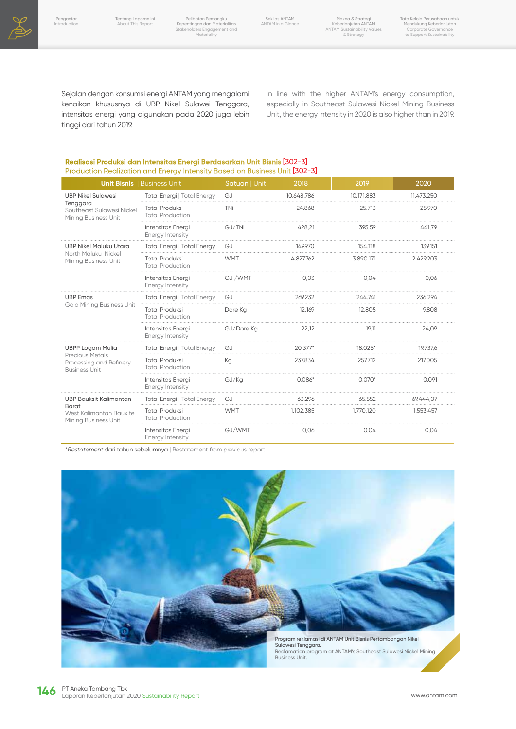Sejalan dengan konsumsi energi ANTAM yang mengalami kenaikan khususnya di UBP Nikel Sulawesi Tenggara, intensitas energi yang digunakan pada 2020 juga lebih tinggi dari tahun 2019.

In line with the higher ANTAM's energy consumption, especially in Southeast Sulawesi Nickel Mining Business Unit, the energy intensity in 2020 is also higher than in 2019.

**Realisasi Produksi dan Intensitas Energi Berdasarkan Unit Bisnis [302-3]**
Production Realization and Energy Intensity Based on Business Unit [302-3]

| Unit Bisnis \| Business Unit | | Satuan \| Unit | 2018 | 2019 | 2020 |
|---|---|---|---|---|---|
| UBP Nikel Sulawesi Tenggara<br>Southeast Sulawesi Nickel Mining Business Unit | Total Energi \| Total Energy | GJ | 10.648.786 | 10.171.883 | 11.473.250 |
| | Total Produksi<br>Total Production | TNi | 24.868 | 25.713 | 25.970 |
| | Intensitas Energi<br>Energy Intensity | GJ/TNi | 428,21 | 395,59 | 441,79 |
| UBP Nikel Maluku Utara<br>North Maluku Nickel Mining Business Unit | Total Energi \| Total Energy | GJ | 149.970 | 154.118 | 139.151 |
| | Total Produksi<br>Total Production | WMT | 4.827.762 | 3.890.171 | 2.429.203 |
| | Intensitas Energi<br>Energy Intensity | GJ /WMT | 0,03 | 0,04 | 0,06 |
| UBP Emas<br>Gold Mining Business Unit | Total Energi \| Total Energy | GJ | 269.232 | 244.741 | 236.294 |
| | Total Produksi<br>Total Production | Dore Kg | 12.169 | 12.805 | 9.808 |
| | Intensitas Energi<br>Energy Intensity | GJ/Dore Kg | 22,12 | 19,11 | 24,09 |
| UBPP Logam Mulia<br>Precious Metals Processing and Refinery Business Unit | Total Energi \| Total Energy | GJ | 20.377* | 18.025* | 19.737,6 |
| | Total Produksi<br>Total Production | Kg | 237.834 | 257.712 | 217.005 |
| | Intensitas Energi<br>Energy Intensity | GJ/Kg | 0,086* | 0,070* | 0,091 |
| UBP Bauksit Kalimantan Barat<br>West Kalimantan Bauxite Mining Business Unit | Total Energi \| Total Energy | GJ | 63.296 | 65.552 | 69.444,07 |
| | Total Produksi<br>Total Production | WMT | 1.102.385 | 1.770.120 | 1.553.457 |
| | Intensitas Energi<br>Energy Intensity | GJ/WMT | 0,06 | 0,04 | 0,04 |

**Restatement* dari tahun sebelumnya | Restatement from previous report

Program reklamasi di ANTAM Unit Bisnis Pertambangan Nikel Sulawesi Tenggara.
Reclamation program at ANTAM's Southeast Sulawesi Nickel Mining Business Unit.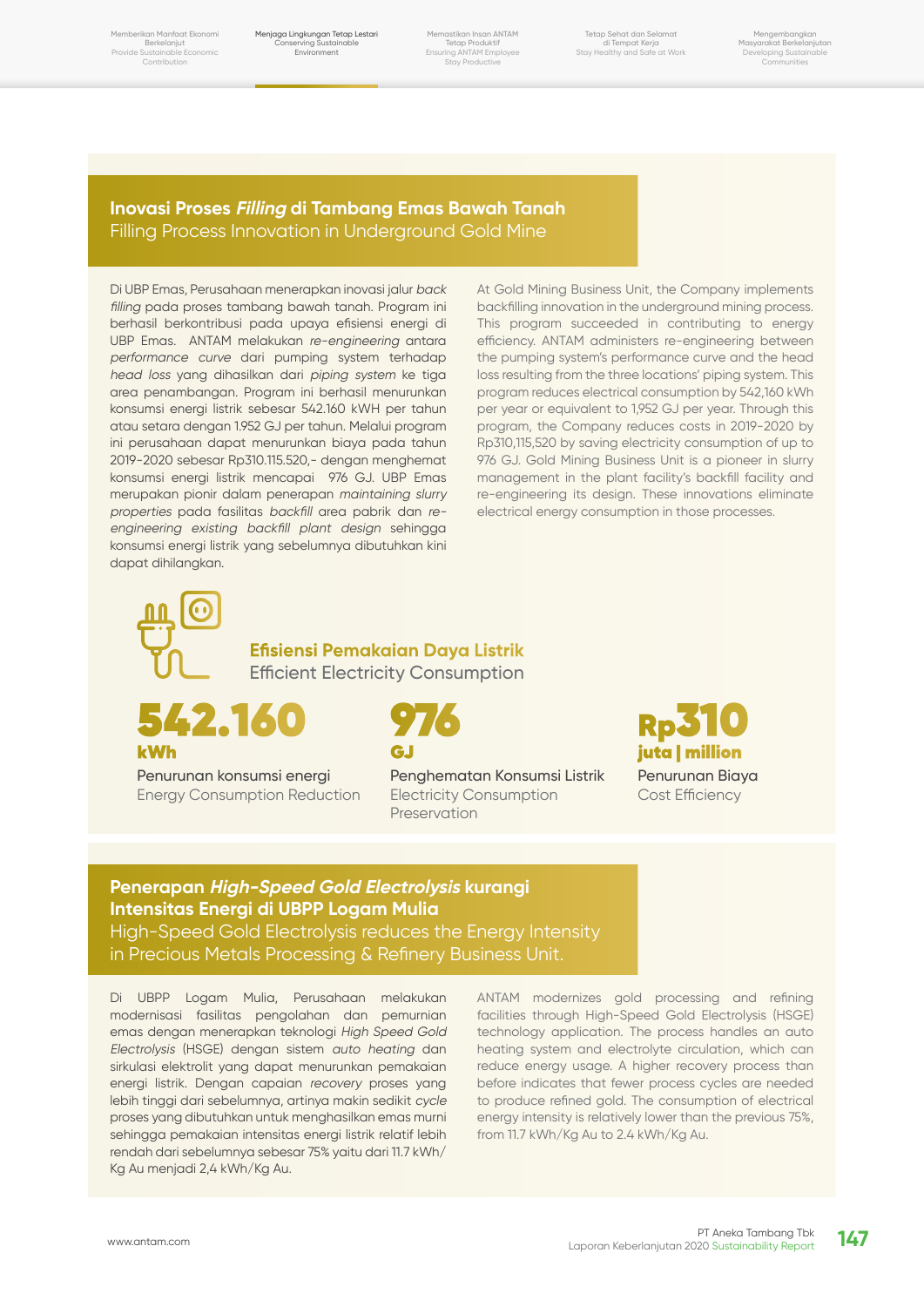## **Inovasi Proses *Filling* di Tambang Emas Bawah Tanah**
## Filling Process Innovation in Underground Gold Mine

Di UBP Emas, Perusahaan menerapkan inovasi jalur *back filling* pada proses tambang bawah tanah. Program ini berhasil berkontribusi pada upaya efisiensi energi di UBP Emas. ANTAM melakukan *re-engineering* antara *performance curve* dari pumping system terhadap *head loss* yang dihasilkan dari *piping system* ke tiga area penambangan. Program ini berhasil menurunkan konsumsi energi listrik sebesar 542.160 kWH per tahun atau setara dengan 1.952 GJ per tahun. Melalui program ini perusahaan dapat menurunkan biaya pada tahun 2019-2020 sebesar Rp310.115.520,- dengan menghemat konsumsi energi listrik mencapai 976 GJ. UBP Emas merupakan pionir dalam penerapan *maintaining slurry properties* pada fasilitas *backfill* area pabrik dan *re-engineering existing backfill plant design* sehingga konsumsi energi listrik yang sebelumnya dibutuhkan kini dapat dihilangkan.

At Gold Mining Business Unit, the Company implements backfilling innovation in the underground mining process. This program succeeded in contributing to energy efficiency. ANTAM administers re-engineering between the pumping system's performance curve and the head loss resulting from the three locations' piping system. This program reduces electrical consumption by 542,160 kWh per year or equivalent to 1,952 GJ per year. Through this program, the Company reduces costs in 2019-2020 by Rp310,115,520 by saving electricity consumption of up to 976 GJ. Gold Mining Business Unit is a pioneer in slurry management in the plant facility's backfill facility and re-engineering its design. These innovations eliminate electrical energy consumption in those processes.

**Efisiensi Pemakaian Daya Listrik**
Efficient Electricity Consumption

**542.160**
**kWh**
Penurunan konsumsi energi
Energy Consumption Reduction

**976**
**GJ**
Penghematan Konsumsi Listrik
Electricity Consumption Preservation

**Rp310**
**juta | million**
Penurunan Biaya
Cost Efficiency

## **Penerapan *High-Speed Gold Electrolysis* kurangi Intensitas Energi di UBPP Logam Mulia**
## High-Speed Gold Electrolysis reduces the Energy Intensity in Precious Metals Processing & Refinery Business Unit.

Di UBPP Logam Mulia, Perusahaan melakukan modernisasi fasilitas pengolahan dan pemurnian emas dengan menerapkan teknologi *High Speed Gold Electrolysis* (HSGE) dengan sistem *auto heating* dan sirkulasi elektrolit yang dapat menurunkan pemakaian energi listrik. Dengan capaian *recovery* proses yang lebih tinggi dari sebelumnya, artinya makin sedikit *cycle* proses yang dibutuhkan untuk menghasilkan emas murni sehingga pemakaian intensitas energi listrik relatif lebih rendah dari sebelumnya sebesar 75% yaitu dari 11.7 kWh/Kg Au menjadi 2,4 kWh/Kg Au.

ANTAM modernizes gold processing and refining facilities through High-Speed Gold Electrolysis (HSGE) technology application. The process handles an auto heating system and electrolyte circulation, which can reduce energy usage. A higher recovery process than before indicates that fewer process cycles are needed to produce refined gold. The consumption of electrical energy intensity is relatively lower than the previous 75%, from 11.7 kWh/Kg Au to 2.4 kWh/Kg Au.